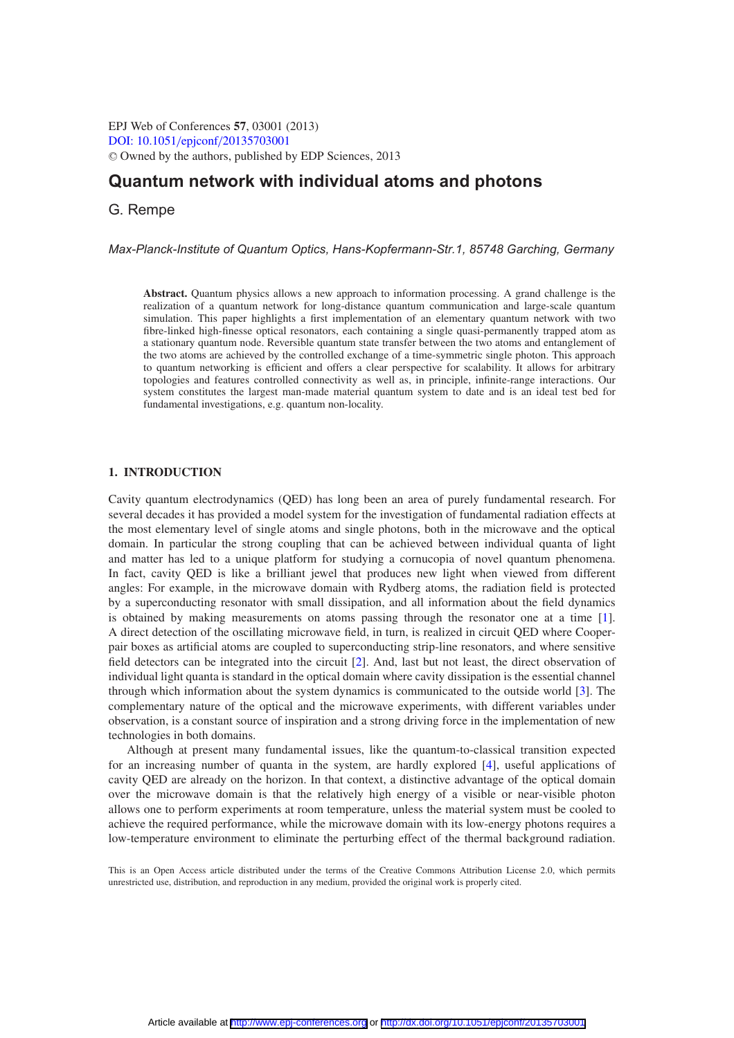EPJ Web of Conferences **57**, 03001 (2013)
DOI: 10.1051/epjconf/20135703001
© Owned by the authors, published by EDP Sciences, 2013

# Quantum network with individual atoms and photons

G. Rempe

*Max-Planck-Institute of Quantum Optics, Hans-Kopfermann-Str.1, 85748 Garching, Germany*

**Abstract.** Quantum physics allows a new approach to information processing. A grand challenge is the realization of a quantum network for long-distance quantum communication and large-scale quantum simulation. This paper highlights a first implementation of an elementary quantum network with two fibre-linked high-finesse optical resonators, each containing a single quasi-permanently trapped atom as a stationary quantum node. Reversible quantum state transfer between the two atoms and entanglement of the two atoms are achieved by the controlled exchange of a time-symmetric single photon. This approach to quantum networking is efficient and offers a clear perspective for scalability. It allows for arbitrary topologies and features controlled connectivity as well as, in principle, infinite-range interactions. Our system constitutes the largest man-made material quantum system to date and is an ideal test bed for fundamental investigations, e.g. quantum non-locality.

## 1. INTRODUCTION

Cavity quantum electrodynamics (QED) has long been an area of purely fundamental research. For several decades it has provided a model system for the investigation of fundamental radiation effects at the most elementary level of single atoms and single photons, both in the microwave and the optical domain. In particular the strong coupling that can be achieved between individual quanta of light and matter has led to a unique platform for studying a cornucopia of novel quantum phenomena. In fact, cavity QED is like a brilliant jewel that produces new light when viewed from different angles: For example, in the microwave domain with Rydberg atoms, the radiation field is protected by a superconducting resonator with small dissipation, and all information about the field dynamics is obtained by making measurements on atoms passing through the resonator one at a time [1]. A direct detection of the oscillating microwave field, in turn, is realized in circuit QED where Cooper-pair boxes as artificial atoms are coupled to superconducting strip-line resonators, and where sensitive field detectors can be integrated into the circuit [2]. And, last but not least, the direct observation of individual light quanta is standard in the optical domain where cavity dissipation is the essential channel through which information about the system dynamics is communicated to the outside world [3]. The complementary nature of the optical and the microwave experiments, with different variables under observation, is a constant source of inspiration and a strong driving force in the implementation of new technologies in both domains.

Although at present many fundamental issues, like the quantum-to-classical transition expected for an increasing number of quanta in the system, are hardly explored [4], useful applications of cavity QED are already on the horizon. In that context, a distinctive advantage of the optical domain over the microwave domain is that the relatively high energy of a visible or near-visible photon allows one to perform experiments at room temperature, unless the material system must be cooled to achieve the required performance, while the microwave domain with its low-energy photons requires a low-temperature environment to eliminate the perturbing effect of the thermal background radiation.

This is an Open Access article distributed under the terms of the Creative Commons Attribution License 2.0, which permits unrestricted use, distribution, and reproduction in any medium, provided the original work is properly cited.

Article available at http://www.epj-conferences.org or http://dx.doi.org/10.1051/epjconf/20135703001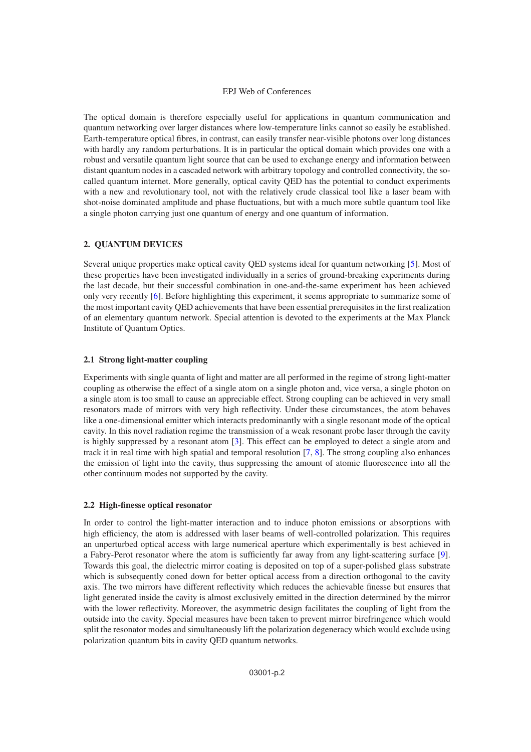The optical domain is therefore especially useful for applications in quantum communication and quantum networking over larger distances where low-temperature links cannot so easily be established. Earth-temperature optical fibres, in contrast, can easily transfer near-visible photons over long distances with hardly any random perturbations. It is in particular the optical domain which provides one with a robust and versatile quantum light source that can be used to exchange energy and information between distant quantum nodes in a cascaded network with arbitrary topology and controlled connectivity, the so-called quantum internet. More generally, optical cavity QED has the potential to conduct experiments with a new and revolutionary tool, not with the relatively crude classical tool like a laser beam with shot-noise dominated amplitude and phase fluctuations, but with a much more subtle quantum tool like a single photon carrying just one quantum of energy and one quantum of information.

## 2. QUANTUM DEVICES

Several unique properties make optical cavity QED systems ideal for quantum networking [5]. Most of these properties have been investigated individually in a series of ground-breaking experiments during the last decade, but their successful combination in one-and-the-same experiment has been achieved only very recently [6]. Before highlighting this experiment, it seems appropriate to summarize some of the most important cavity QED achievements that have been essential prerequisites in the first realization of an elementary quantum network. Special attention is devoted to the experiments at the Max Planck Institute of Quantum Optics.

### 2.1 Strong light-matter coupling

Experiments with single quanta of light and matter are all performed in the regime of strong light-matter coupling as otherwise the effect of a single atom on a single photon and, vice versa, a single photon on a single atom is too small to cause an appreciable effect. Strong coupling can be achieved in very small resonators made of mirrors with very high reflectivity. Under these circumstances, the atom behaves like a one-dimensional emitter which interacts predominantly with a single resonant mode of the optical cavity. In this novel radiation regime the transmission of a weak resonant probe laser through the cavity is highly suppressed by a resonant atom [3]. This effect can be employed to detect a single atom and track it in real time with high spatial and temporal resolution [7, 8]. The strong coupling also enhances the emission of light into the cavity, thus suppressing the amount of atomic fluorescence into all the other continuum modes not supported by the cavity.

### 2.2 High-finesse optical resonator

In order to control the light-matter interaction and to induce photon emissions or absorptions with high efficiency, the atom is addressed with laser beams of well-controlled polarization. This requires an unperturbed optical access with large numerical aperture which experimentally is best achieved in a Fabry-Perot resonator where the atom is sufficiently far away from any light-scattering surface [9]. Towards this goal, the dielectric mirror coating is deposited on top of a super-polished glass substrate which is subsequently coned down for better optical access from a direction orthogonal to the cavity axis. The two mirrors have different reflectivity which reduces the achievable finesse but ensures that light generated inside the cavity is almost exclusively emitted in the direction determined by the mirror with the lower reflectivity. Moreover, the asymmetric design facilitates the coupling of light from the outside into the cavity. Special measures have been taken to prevent mirror birefringence which would split the resonator modes and simultaneously lift the polarization degeneracy which would exclude using polarization quantum bits in cavity QED quantum networks.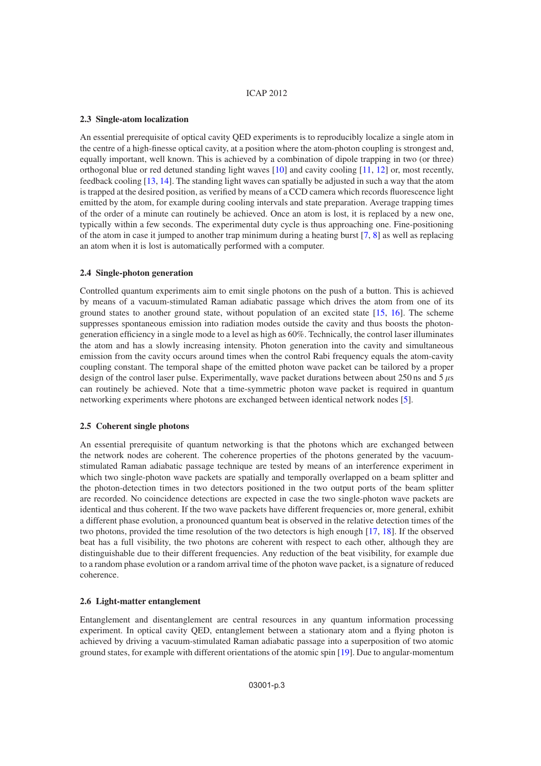### 2.3 Single-atom localization

An essential prerequisite of optical cavity QED experiments is to reproducibly localize a single atom in the centre of a high-finesse optical cavity, at a position where the atom-photon coupling is strongest and, equally important, well known. This is achieved by a combination of dipole trapping in two (or three) orthogonal blue or red detuned standing light waves [10] and cavity cooling [11, 12] or, most recently, feedback cooling [13, 14]. The standing light waves can spatially be adjusted in such a way that the atom is trapped at the desired position, as verified by means of a CCD camera which records fluorescence light emitted by the atom, for example during cooling intervals and state preparation. Average trapping times of the order of a minute can routinely be achieved. Once an atom is lost, it is replaced by a new one, typically within a few seconds. The experimental duty cycle is thus approaching one. Fine-positioning of the atom in case it jumped to another trap minimum during a heating burst [7, 8] as well as replacing an atom when it is lost is automatically performed with a computer.

### 2.4 Single-photon generation

Controlled quantum experiments aim to emit single photons on the push of a button. This is achieved by means of a vacuum-stimulated Raman adiabatic passage which drives the atom from one of its ground states to another ground state, without population of an excited state [15, 16]. The scheme suppresses spontaneous emission into radiation modes outside the cavity and thus boosts the photon-generation efficiency in a single mode to a level as high as 60%. Technically, the control laser illuminates the atom and has a slowly increasing intensity. Photon generation into the cavity and simultaneous emission from the cavity occurs around times when the control Rabi frequency equals the atom-cavity coupling constant. The temporal shape of the emitted photon wave packet can be tailored by a proper design of the control laser pulse. Experimentally, wave packet durations between about 250 ns and 5 $\mu$s can routinely be achieved. Note that a time-symmetric photon wave packet is required in quantum networking experiments where photons are exchanged between identical network nodes [5].

### 2.5 Coherent single photons

An essential prerequisite of quantum networking is that the photons which are exchanged between the network nodes are coherent. The coherence properties of the photons generated by the vacuum-stimulated Raman adiabatic passage technique are tested by means of an interference experiment in which two single-photon wave packets are spatially and temporally overlapped on a beam splitter and the photon-detection times in two detectors positioned in the two output ports of the beam splitter are recorded. No coincidence detections are expected in case the two single-photon wave packets are identical and thus coherent. If the two wave packets have different frequencies or, more general, exhibit a different phase evolution, a pronounced quantum beat is observed in the relative detection times of the two photons, provided the time resolution of the two detectors is high enough [17, 18]. If the observed beat has a full visibility, the two photons are coherent with respect to each other, although they are distinguishable due to their different frequencies. Any reduction of the beat visibility, for example due to a random phase evolution or a random arrival time of the photon wave packet, is a signature of reduced coherence.

### 2.6 Light-matter entanglement

Entanglement and disentanglement are central resources in any quantum information processing experiment. In optical cavity QED, entanglement between a stationary atom and a flying photon is achieved by driving a vacuum-stimulated Raman adiabatic passage into a superposition of two atomic ground states, for example with different orientations of the atomic spin [19]. Due to angular-momentum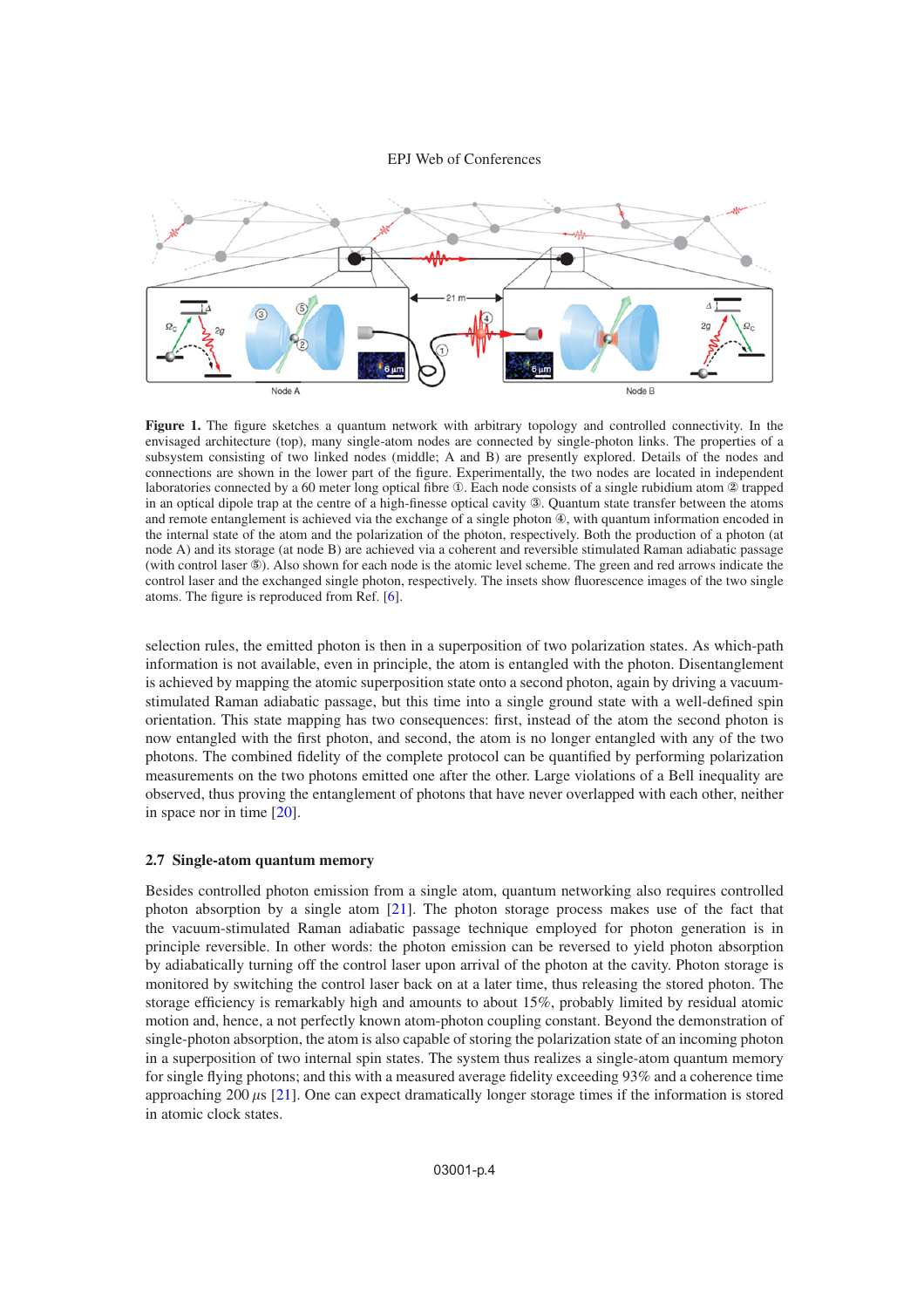**Figure 1.** The figure sketches a quantum network with arbitrary topology and controlled connectivity. In the envisaged architecture (top), many single-atom nodes are connected by single-photon links. The properties of a subsystem consisting of two linked nodes (middle; A and B) are presently explored. Details of the nodes and connections are shown in the lower part of the figure. Experimentally, the two nodes are located in independent laboratories connected by a 60 meter long optical fibre ①. Each node consists of a single rubidium atom ② trapped in an optical dipole trap at the centre of a high-finesse optical cavity ③. Quantum state transfer between the atoms and remote entanglement is achieved via the exchange of a single photon ④, with quantum information encoded in the internal state of the atom and the polarization of the photon, respectively. Both the production of a photon (at node A) and its storage (at node B) are achieved via a coherent and reversible stimulated Raman adiabatic passage (with control laser ⑤). Also shown for each node is the atomic level scheme. The green and red arrows indicate the control laser and the exchanged single photon, respectively. The insets show fluorescence images of the two single atoms. The figure is reproduced from Ref. [6].

selection rules, the emitted photon is then in a superposition of two polarization states. As which-path information is not available, even in principle, the atom is entangled with the photon. Disentanglement is achieved by mapping the atomic superposition state onto a second photon, again by driving a vacuum-stimulated Raman adiabatic passage, but this time into a single ground state with a well-defined spin orientation. This state mapping has two consequences: first, instead of the atom the second photon is now entangled with the first photon, and second, the atom is no longer entangled with any of the two photons. The combined fidelity of the complete protocol can be quantified by performing polarization measurements on the two photons emitted one after the other. Large violations of a Bell inequality are observed, thus proving the entanglement of photons that have never overlapped with each other, neither in space nor in time [20].

### 2.7 Single-atom quantum memory

Besides controlled photon emission from a single atom, quantum networking also requires controlled photon absorption by a single atom [21]. The photon storage process makes use of the fact that the vacuum-stimulated Raman adiabatic passage technique employed for photon generation is in principle reversible. In other words: the photon emission can be reversed to yield photon absorption by adiabatically turning off the control laser upon arrival of the photon at the cavity. Photon storage is monitored by switching the control laser back on at a later time, thus releasing the stored photon. The storage efficiency is remarkably high and amounts to about 15%, probably limited by residual atomic motion and, hence, a not perfectly known atom-photon coupling constant. Beyond the demonstration of single-photon absorption, the atom is also capable of storing the polarization state of an incoming photon in a superposition of two internal spin states. The system thus realizes a single-atom quantum memory for single flying photons; and this with a measured average fidelity exceeding 93% and a coherence time approaching 200 $\mu$s [21]. One can expect dramatically longer storage times if the information is stored in atomic clock states.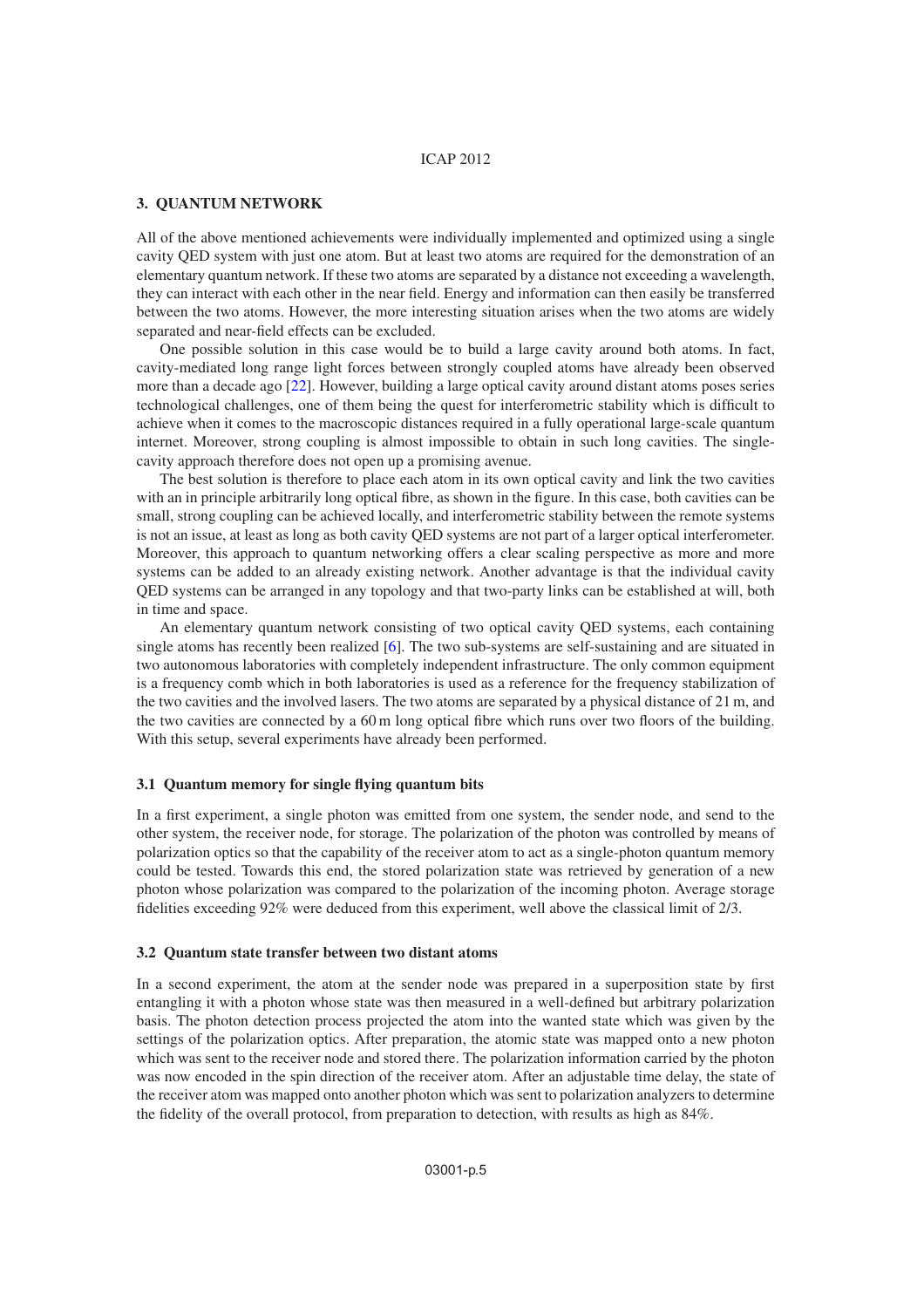## 3. QUANTUM NETWORK

All of the above mentioned achievements were individually implemented and optimized using a single cavity QED system with just one atom. But at least two atoms are required for the demonstration of an elementary quantum network. If these two atoms are separated by a distance not exceeding a wavelength, they can interact with each other in the near field. Energy and information can then easily be transferred between the two atoms. However, the more interesting situation arises when the two atoms are widely separated and near-field effects can be excluded.

One possible solution in this case would be to build a large cavity around both atoms. In fact, cavity-mediated long range light forces between strongly coupled atoms have already been observed more than a decade ago [22]. However, building a large optical cavity around distant atoms poses series technological challenges, one of them being the quest for interferometric stability which is difficult to achieve when it comes to the macroscopic distances required in a fully operational large-scale quantum internet. Moreover, strong coupling is almost impossible to obtain in such long cavities. The single-cavity approach therefore does not open up a promising avenue.

The best solution is therefore to place each atom in its own optical cavity and link the two cavities with an in principle arbitrarily long optical fibre, as shown in the figure. In this case, both cavities can be small, strong coupling can be achieved locally, and interferometric stability between the remote systems is not an issue, at least as long as both cavity QED systems are not part of a larger optical interferometer. Moreover, this approach to quantum networking offers a clear scaling perspective as more and more systems can be added to an already existing network. Another advantage is that the individual cavity QED systems can be arranged in any topology and that two-party links can be established at will, both in time and space.

An elementary quantum network consisting of two optical cavity QED systems, each containing single atoms has recently been realized [6]. The two sub-systems are self-sustaining and are situated in two autonomous laboratories with completely independent infrastructure. The only common equipment is a frequency comb which in both laboratories is used as a reference for the frequency stabilization of the two cavities and the involved lasers. The two atoms are separated by a physical distance of 21 m, and the two cavities are connected by a 60 m long optical fibre which runs over two floors of the building. With this setup, several experiments have already been performed.

### 3.1 Quantum memory for single flying quantum bits

In a first experiment, a single photon was emitted from one system, the sender node, and send to the other system, the receiver node, for storage. The polarization of the photon was controlled by means of polarization optics so that the capability of the receiver atom to act as a single-photon quantum memory could be tested. Towards this end, the stored polarization state was retrieved by generation of a new photon whose polarization was compared to the polarization of the incoming photon. Average storage fidelities exceeding 92% were deduced from this experiment, well above the classical limit of 2/3.

### 3.2 Quantum state transfer between two distant atoms

In a second experiment, the atom at the sender node was prepared in a superposition state by first entangling it with a photon whose state was then measured in a well-defined but arbitrary polarization basis. The photon detection process projected the atom into the wanted state which was given by the settings of the polarization optics. After preparation, the atomic state was mapped onto a new photon which was sent to the receiver node and stored there. The polarization information carried by the photon was now encoded in the spin direction of the receiver atom. After an adjustable time delay, the state of the receiver atom was mapped onto another photon which was sent to polarization analyzers to determine the fidelity of the overall protocol, from preparation to detection, with results as high as 84%.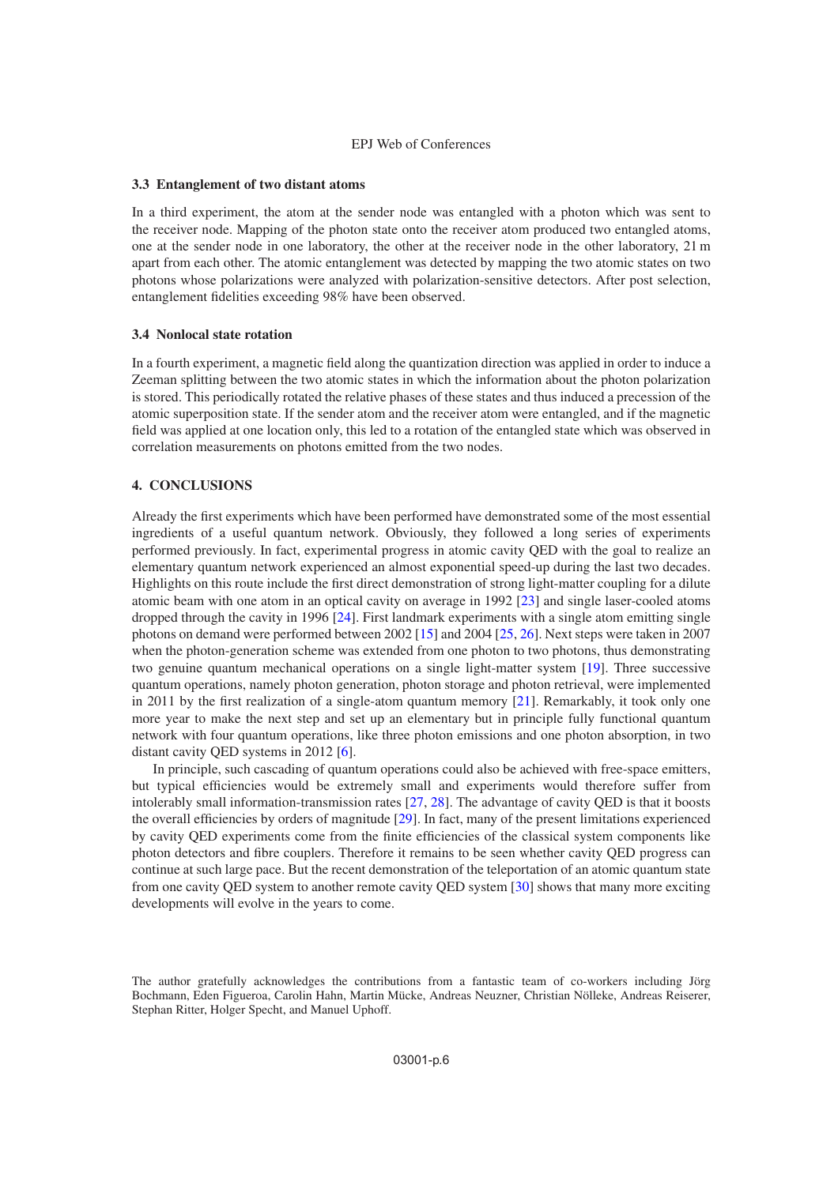### 3.3 Entanglement of two distant atoms

In a third experiment, the atom at the sender node was entangled with a photon which was sent to the receiver node. Mapping of the photon state onto the receiver atom produced two entangled atoms, one at the sender node in one laboratory, the other at the receiver node in the other laboratory, 21 m apart from each other. The atomic entanglement was detected by mapping the two atomic states on two photons whose polarizations were analyzed with polarization-sensitive detectors. After post selection, entanglement fidelities exceeding 98% have been observed.

### 3.4 Nonlocal state rotation

In a fourth experiment, a magnetic field along the quantization direction was applied in order to induce a Zeeman splitting between the two atomic states in which the information about the photon polarization is stored. This periodically rotated the relative phases of these states and thus induced a precession of the atomic superposition state. If the sender atom and the receiver atom were entangled, and if the magnetic field was applied at one location only, this led to a rotation of the entangled state which was observed in correlation measurements on photons emitted from the two nodes.

## 4. CONCLUSIONS

Already the first experiments which have been performed have demonstrated some of the most essential ingredients of a useful quantum network. Obviously, they followed a long series of experiments performed previously. In fact, experimental progress in atomic cavity QED with the goal to realize an elementary quantum network experienced an almost exponential speed-up during the last two decades. Highlights on this route include the first direct demonstration of strong light-matter coupling for a dilute atomic beam with one atom in an optical cavity on average in 1992 [23] and single laser-cooled atoms dropped through the cavity in 1996 [24]. First landmark experiments with a single atom emitting single photons on demand were performed between 2002 [15] and 2004 [25, 26]. Next steps were taken in 2007 when the photon-generation scheme was extended from one photon to two photons, thus demonstrating two genuine quantum mechanical operations on a single light-matter system [19]. Three successive quantum operations, namely photon generation, photon storage and photon retrieval, were implemented in 2011 by the first realization of a single-atom quantum memory [21]. Remarkably, it took only one more year to make the next step and set up an elementary but in principle fully functional quantum network with four quantum operations, like three photon emissions and one photon absorption, in two distant cavity QED systems in 2012 [6].

In principle, such cascading of quantum operations could also be achieved with free-space emitters, but typical efficiencies would be extremely small and experiments would therefore suffer from intolerably small information-transmission rates [27, 28]. The advantage of cavity QED is that it boosts the overall efficiencies by orders of magnitude [29]. In fact, many of the present limitations experienced by cavity QED experiments come from the finite efficiencies of the classical system components like photon detectors and fibre couplers. Therefore it remains to be seen whether cavity QED progress can continue at such large pace. But the recent demonstration of the teleportation of an atomic quantum state from one cavity QED system to another remote cavity QED system [30] shows that many more exciting developments will evolve in the years to come.

The author gratefully acknowledges the contributions from a fantastic team of co-workers including Jörg Bochmann, Eden Figueroa, Carolin Hahn, Martin Mücke, Andreas Neuzner, Christian Nölleke, Andreas Reiserer, Stephan Ritter, Holger Specht, and Manuel Uphoff.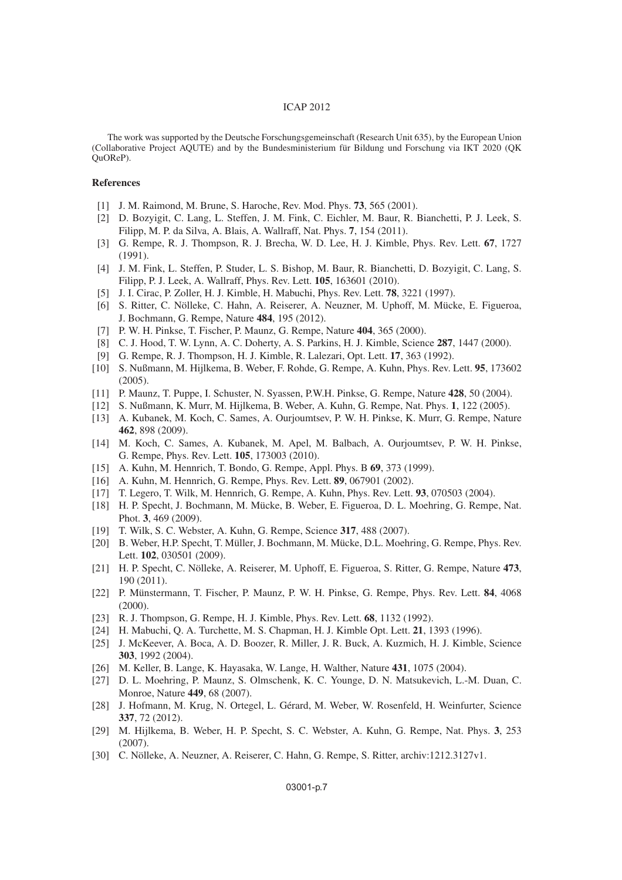The work was supported by the Deutsche Forschungsgemeinschaft (Research Unit 635), by the European Union (Collaborative Project AQUTE) and by the Bundesministerium für Bildung und Forschung via IKT 2020 (QK QuOReP).

## References

[1] J. M. Raimond, M. Brune, S. Haroche, Rev. Mod. Phys. **73**, 565 (2001).

[2] D. Bozyigit, C. Lang, L. Steffen, J. M. Fink, C. Eichler, M. Baur, R. Bianchetti, P. J. Leek, S. Filipp, M. P. da Silva, A. Blais, A. Wallraff, Nat. Phys. **7**, 154 (2011).

[3] G. Rempe, R. J. Thompson, R. J. Brecha, W. D. Lee, H. J. Kimble, Phys. Rev. Lett. **67**, 1727 (1991).

[4] J. M. Fink, L. Steffen, P. Studer, L. S. Bishop, M. Baur, R. Bianchetti, D. Bozyigit, C. Lang, S. Filipp, P. J. Leek, A. Wallraff, Phys. Rev. Lett. **105**, 163601 (2010).

[5] J. I. Cirac, P. Zoller, H. J. Kimble, H. Mabuchi, Phys. Rev. Lett. **78**, 3221 (1997).

[6] S. Ritter, C. Nölleke, C. Hahn, A. Reiserer, A. Neuzner, M. Uphoff, M. Mücke, E. Figueroa, J. Bochmann, G. Rempe, Nature **484**, 195 (2012).

[7] P. W. H. Pinkse, T. Fischer, P. Maunz, G. Rempe, Nature **404**, 365 (2000).

[8] C. J. Hood, T. W. Lynn, A. C. Doherty, A. S. Parkins, H. J. Kimble, Science **287**, 1447 (2000).

[9] G. Rempe, R. J. Thompson, H. J. Kimble, R. Lalezari, Opt. Lett. **17**, 363 (1992).

[10] S. Nußmann, M. Hijlkema, B. Weber, F. Rohde, G. Rempe, A. Kuhn, Phys. Rev. Lett. **95**, 173602 (2005).

[11] P. Maunz, T. Puppe, I. Schuster, N. Syassen, P.W.H. Pinkse, G. Rempe, Nature **428**, 50 (2004).

[12] S. Nußmann, K. Murr, M. Hijlkema, B. Weber, A. Kuhn, G. Rempe, Nat. Phys. **1**, 122 (2005).

[13] A. Kubanek, M. Koch, C. Sames, A. Ourjoumtsev, P. W. H. Pinkse, K. Murr, G. Rempe, Nature **462**, 898 (2009).

[14] M. Koch, C. Sames, A. Kubanek, M. Apel, M. Balbach, A. Ourjoumtsev, P. W. H. Pinkse, G. Rempe, Phys. Rev. Lett. **105**, 173003 (2010).

[15] A. Kuhn, M. Hennrich, T. Bondo, G. Rempe, Appl. Phys. B **69**, 373 (1999).

[16] A. Kuhn, M. Hennrich, G. Rempe, Phys. Rev. Lett. **89**, 067901 (2002).

[17] T. Legero, T. Wilk, M. Hennrich, G. Rempe, A. Kuhn, Phys. Rev. Lett. **93**, 070503 (2004).

[18] H. P. Specht, J. Bochmann, M. Mücke, B. Weber, E. Figueroa, D. L. Moehring, G. Rempe, Nat. Phot. **3**, 469 (2009).

[19] T. Wilk, S. C. Webster, A. Kuhn, G. Rempe, Science **317**, 488 (2007).

[20] B. Weber, H.P. Specht, T. Müller, J. Bochmann, M. Mücke, D.L. Moehring, G. Rempe, Phys. Rev. Lett. **102**, 030501 (2009).

[21] H. P. Specht, C. Nölleke, A. Reiserer, M. Uphoff, E. Figueroa, S. Ritter, G. Rempe, Nature **473**, 190 (2011).

[22] P. Münstermann, T. Fischer, P. Maunz, P. W. H. Pinkse, G. Rempe, Phys. Rev. Lett. **84**, 4068 (2000).

[23] R. J. Thompson, G. Rempe, H. J. Kimble, Phys. Rev. Lett. **68**, 1132 (1992).

[24] H. Mabuchi, Q. A. Turchette, M. S. Chapman, H. J. Kimble Opt. Lett. **21**, 1393 (1996).

[25] J. McKeever, A. Boca, A. D. Boozer, R. Miller, J. R. Buck, A. Kuzmich, H. J. Kimble, Science **303**, 1992 (2004).

[26] M. Keller, B. Lange, K. Hayasaka, W. Lange, H. Walther, Nature **431**, 1075 (2004).

[27] D. L. Moehring, P. Maunz, S. Olmschenk, K. C. Younge, D. N. Matsukevich, L.-M. Duan, C. Monroe, Nature **449**, 68 (2007).

[28] J. Hofmann, M. Krug, N. Ortegel, L. Gérard, M. Weber, W. Rosenfeld, H. Weinfurter, Science **337**, 72 (2012).

[29] M. Hijlkema, B. Weber, H. P. Specht, S. C. Webster, A. Kuhn, G. Rempe, Nat. Phys. **3**, 253 (2007).

[30] C. Nölleke, A. Neuzner, A. Reiserer, C. Hahn, G. Rempe, S. Ritter, archiv:1212.3127v1.